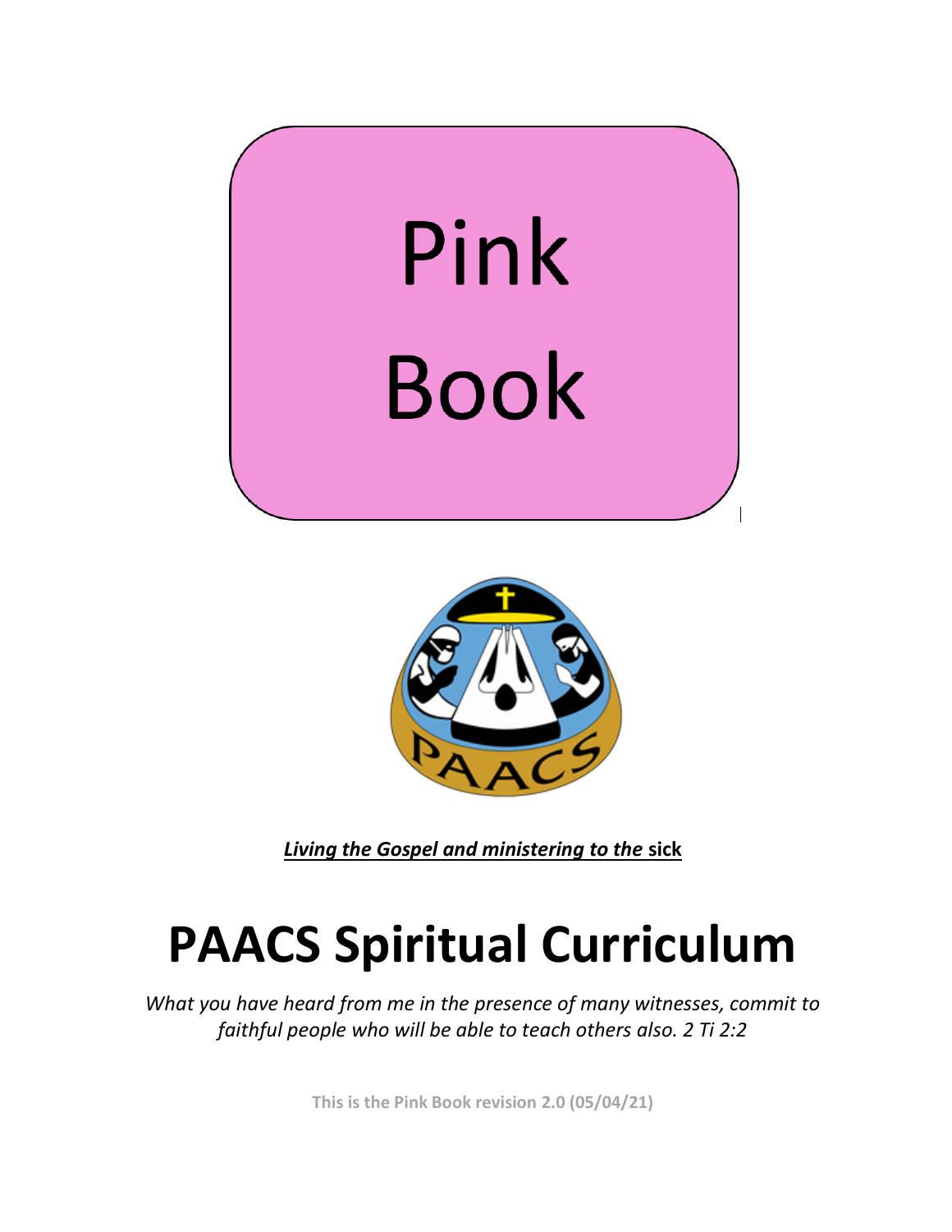# Pink Book

***Living the Gospel and ministering to the* sick**

# PAACS Spiritual Curriculum

*What you have heard from me in the presence of many witnesses, commit to faithful people who will be able to teach others also. 2 Ti 2:2*

**This is the Pink Book revision 2.0 (05/04/21)**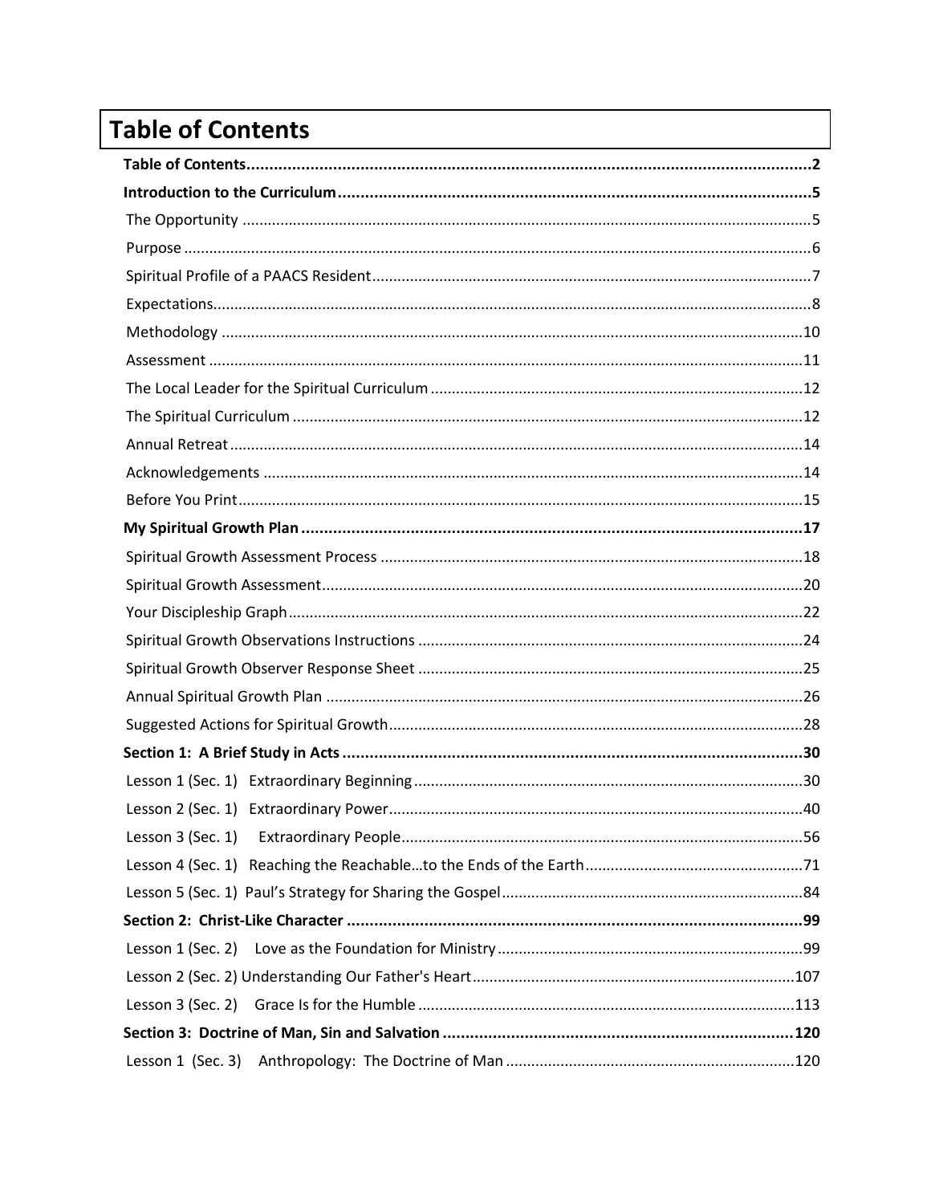# Table of Contents

**Table of Contents ... 2**

**Introduction to the Curriculum ... 5**

- The Opportunity ... 5
- Purpose ... 6
- Spiritual Profile of a PAACS Resident ... 7
- Expectations ... 8
- Methodology ... 10
- Assessment ... 11
- The Local Leader for the Spiritual Curriculum ... 12
- The Spiritual Curriculum ... 12
- Annual Retreat ... 14
- Acknowledgements ... 14
- Before You Print ... 15

**My Spiritual Growth Plan ... 17**

- Spiritual Growth Assessment Process ... 18
- Spiritual Growth Assessment ... 20
- Your Discipleship Graph ... 22
- Spiritual Growth Observations Instructions ... 24
- Spiritual Growth Observer Response Sheet ... 25
- Annual Spiritual Growth Plan ... 26
- Suggested Actions for Spiritual Growth ... 28

**Section 1: A Brief Study in Acts ... 30**

- Lesson 1 (Sec. 1) Extraordinary Beginning ... 30
- Lesson 2 (Sec. 1) Extraordinary Power ... 40
- Lesson 3 (Sec. 1) Extraordinary People ... 56
- Lesson 4 (Sec. 1) Reaching the Reachable…to the Ends of the Earth ... 71
- Lesson 5 (Sec. 1) Paul's Strategy for Sharing the Gospel ... 84

**Section 2: Christ-Like Character ... 99**

- Lesson 1 (Sec. 2) Love as the Foundation for Ministry ... 99
- Lesson 2 (Sec. 2) Understanding Our Father's Heart ... 107
- Lesson 3 (Sec. 2) Grace Is for the Humble ... 113

**Section 3: Doctrine of Man, Sin and Salvation ... 120**

- Lesson 1 (Sec. 3) Anthropology: The Doctrine of Man ... 120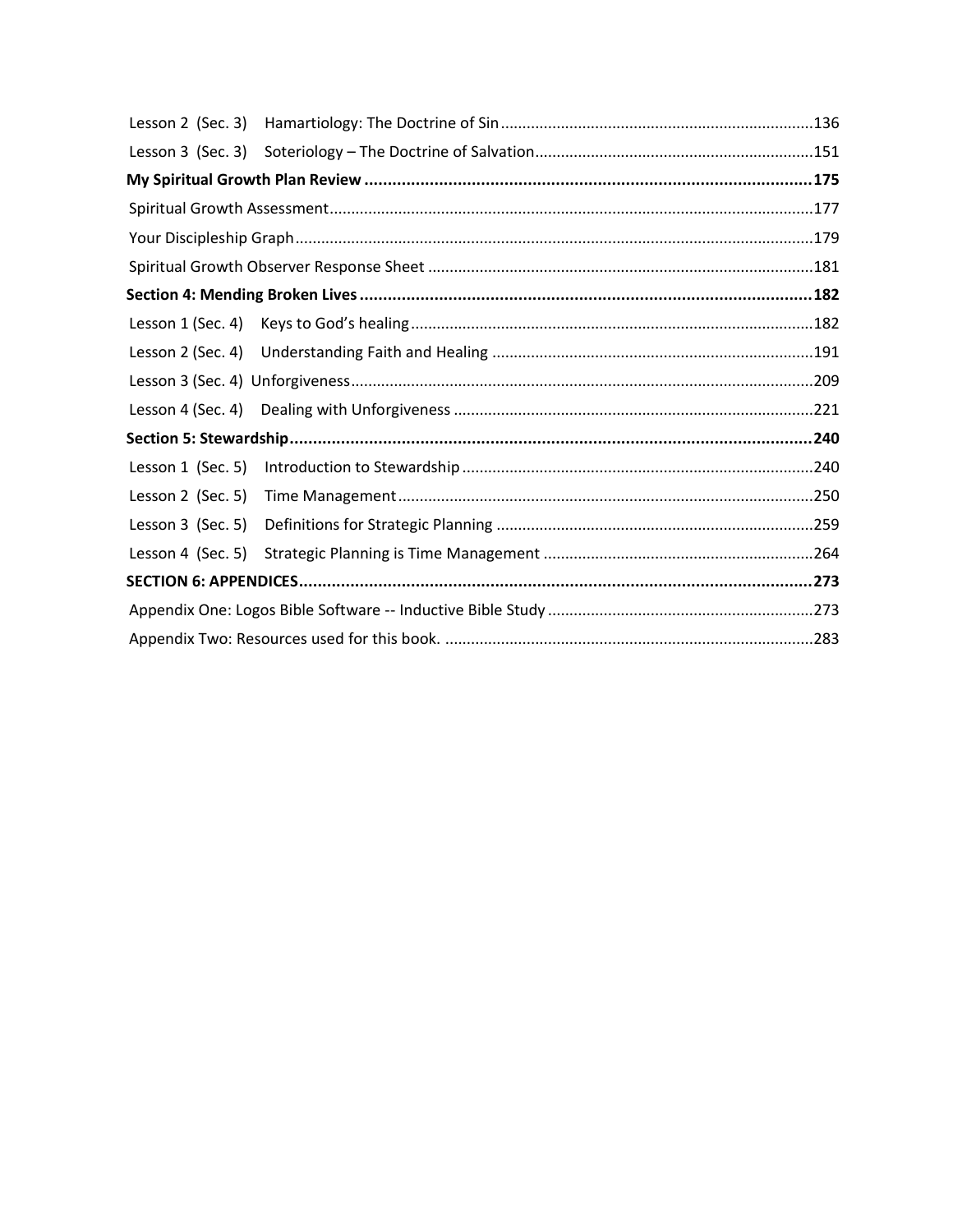Lesson 2 (Sec. 3) Hamartiology: The Doctrine of Sin ........................................................................ 136

Lesson 3 (Sec. 3) Soteriology – The Doctrine of Salvation ................................................................ 151

**My Spiritual Growth Plan Review ................................................................................................ 175**

Spiritual Growth Assessment ................................................................................................................ 177

Your Discipleship Graph ........................................................................................................................ 179

Spiritual Growth Observer Response Sheet ......................................................................................... 181

**Section 4: Mending Broken Lives ................................................................................................ 182**

Lesson 1 (Sec. 4) Keys to God's healing ............................................................................................. 182

Lesson 2 (Sec. 4) Understanding Faith and Healing ........................................................................... 191

Lesson 3 (Sec. 4) Unforgiveness ........................................................................................................... 209

Lesson 4 (Sec. 4) Dealing with Unforgiveness .................................................................................... 221

**Section 5: Stewardship ................................................................................................................ 240**

Lesson 1 (Sec. 5) Introduction to Stewardship ................................................................................... 240

Lesson 2 (Sec. 5) Time Management ................................................................................................. 250

Lesson 3 (Sec. 5) Definitions for Strategic Planning ........................................................................... 259

Lesson 4 (Sec. 5) Strategic Planning is Time Management ............................................................... 264

**SECTION 6: APPENDICES ................................................................................................................ 273**

Appendix One: Logos Bible Software -- Inductive Bible Study ............................................................. 273

Appendix Two: Resources used for this book. ..................................................................................... 283